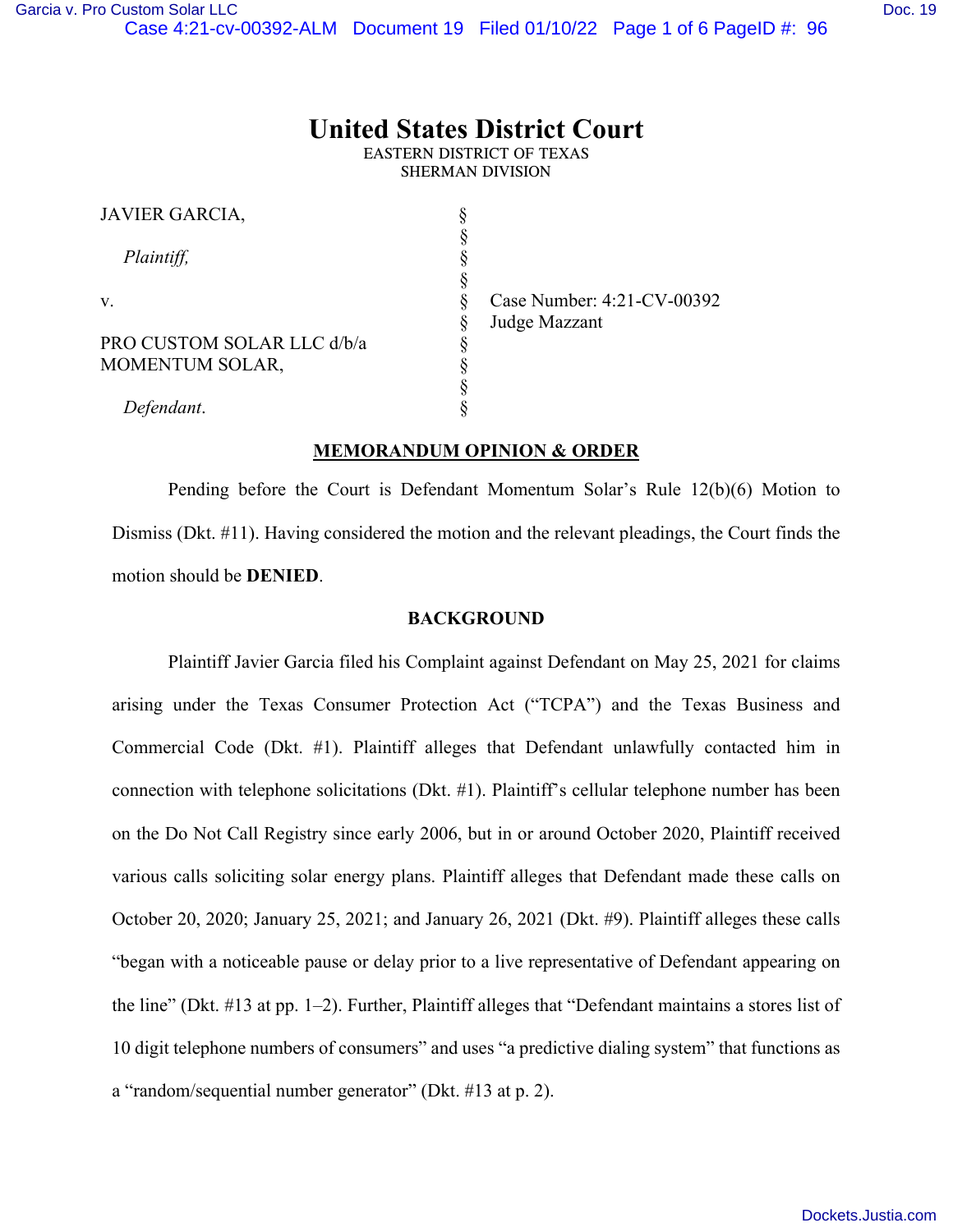# United States District Court

EASTERN DISTRICT OF TEXAS
SHERMAN DIVISION

| | | |
|---|---|---|
| JAVIER GARCIA, | § | |
| *Plaintiff,* | § | |
| v. | § | Case Number: 4:21-CV-00392 |
| | § | Judge Mazzant |
| PRO CUSTOM SOLAR LLC d/b/a MOMENTUM SOLAR, | § | |
| *Defendant*. | § | |

## MEMORANDUM OPINION & ORDER

Pending before the Court is Defendant Momentum Solar's Rule 12(b)(6) Motion to Dismiss (Dkt. #11). Having considered the motion and the relevant pleadings, the Court finds the motion should be **DENIED**.

## BACKGROUND

Plaintiff Javier Garcia filed his Complaint against Defendant on May 25, 2021 for claims arising under the Texas Consumer Protection Act ("TCPA") and the Texas Business and Commercial Code (Dkt. #1). Plaintiff alleges that Defendant unlawfully contacted him in connection with telephone solicitations (Dkt. #1). Plaintiff's cellular telephone number has been on the Do Not Call Registry since early 2006, but in or around October 2020, Plaintiff received various calls soliciting solar energy plans. Plaintiff alleges that Defendant made these calls on October 20, 2020; January 25, 2021; and January 26, 2021 (Dkt. #9). Plaintiff alleges these calls "began with a noticeable pause or delay prior to a live representative of Defendant appearing on the line" (Dkt. #13 at pp. 1–2). Further, Plaintiff alleges that "Defendant maintains a stores list of 10 digit telephone numbers of consumers" and uses "a predictive dialing system" that functions as a "random/sequential number generator" (Dkt. #13 at p. 2).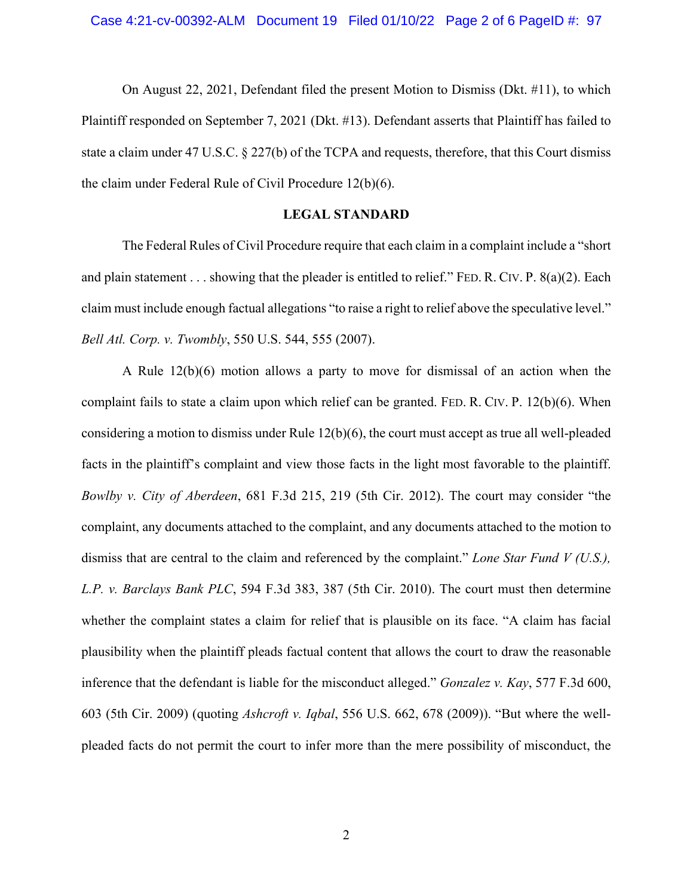On August 22, 2021, Defendant filed the present Motion to Dismiss (Dkt. #11), to which Plaintiff responded on September 7, 2021 (Dkt. #13). Defendant asserts that Plaintiff has failed to state a claim under 47 U.S.C. § 227(b) of the TCPA and requests, therefore, that this Court dismiss the claim under Federal Rule of Civil Procedure 12(b)(6).

## LEGAL STANDARD

The Federal Rules of Civil Procedure require that each claim in a complaint include a "short and plain statement . . . showing that the pleader is entitled to relief." FED. R. CIV. P. 8(a)(2). Each claim must include enough factual allegations "to raise a right to relief above the speculative level." *Bell Atl. Corp. v. Twombly*, 550 U.S. 544, 555 (2007).

A Rule 12(b)(6) motion allows a party to move for dismissal of an action when the complaint fails to state a claim upon which relief can be granted. FED. R. CIV. P. 12(b)(6). When considering a motion to dismiss under Rule 12(b)(6), the court must accept as true all well-pleaded facts in the plaintiff's complaint and view those facts in the light most favorable to the plaintiff. *Bowlby v. City of Aberdeen*, 681 F.3d 215, 219 (5th Cir. 2012). The court may consider "the complaint, any documents attached to the complaint, and any documents attached to the motion to dismiss that are central to the claim and referenced by the complaint." *Lone Star Fund V (U.S.), L.P. v. Barclays Bank PLC*, 594 F.3d 383, 387 (5th Cir. 2010). The court must then determine whether the complaint states a claim for relief that is plausible on its face. "A claim has facial plausibility when the plaintiff pleads factual content that allows the court to draw the reasonable inference that the defendant is liable for the misconduct alleged." *Gonzalez v. Kay*, 577 F.3d 600, 603 (5th Cir. 2009) (quoting *Ashcroft v. Iqbal*, 556 U.S. 662, 678 (2009)). "But where the well-pleaded facts do not permit the court to infer more than the mere possibility of misconduct, the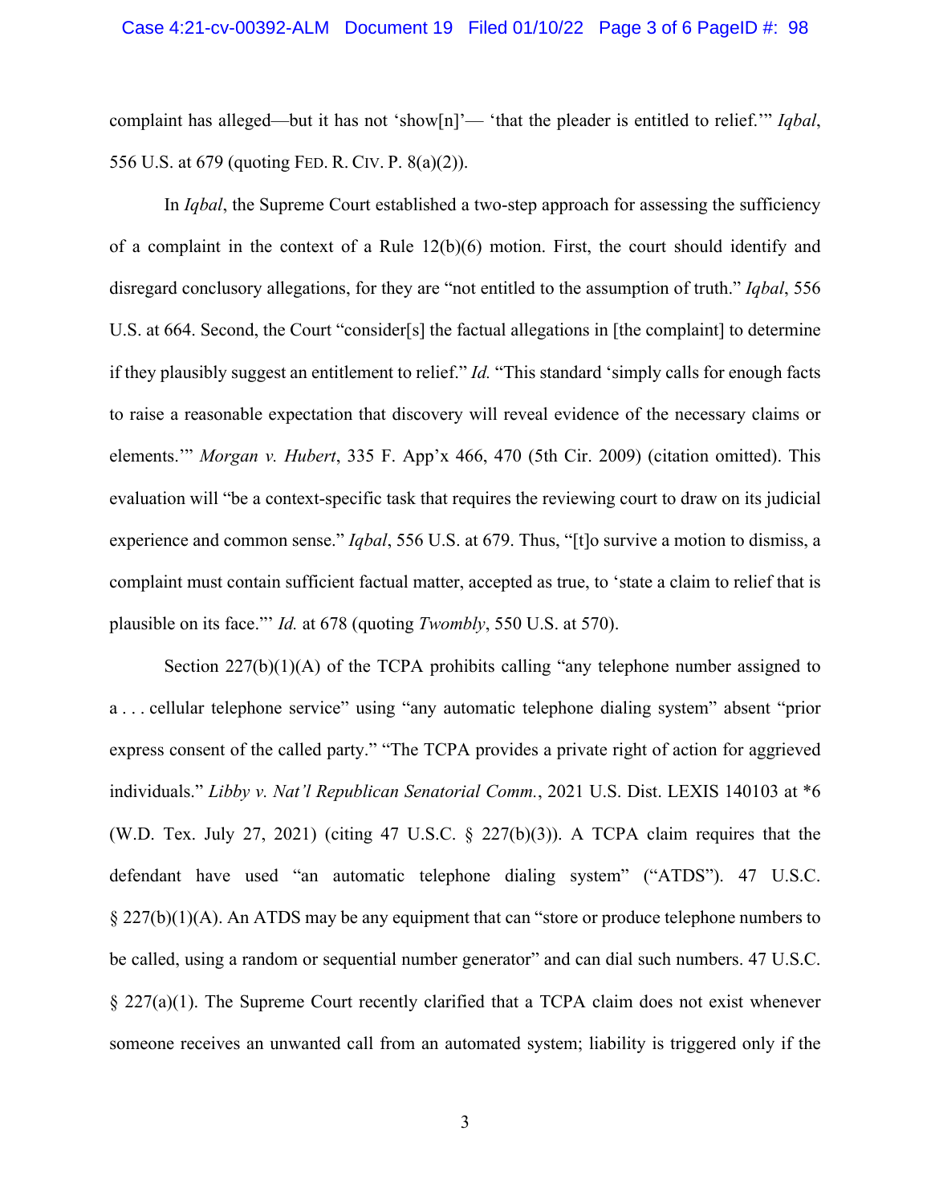complaint has alleged—but it has not 'show[n]'— 'that the pleader is entitled to relief.'" *Iqbal*, 556 U.S. at 679 (quoting FED. R. CIV. P. 8(a)(2)).

In *Iqbal*, the Supreme Court established a two-step approach for assessing the sufficiency of a complaint in the context of a Rule 12(b)(6) motion. First, the court should identify and disregard conclusory allegations, for they are "not entitled to the assumption of truth." *Iqbal*, 556 U.S. at 664. Second, the Court "consider[s] the factual allegations in [the complaint] to determine if they plausibly suggest an entitlement to relief." *Id.* "This standard 'simply calls for enough facts to raise a reasonable expectation that discovery will reveal evidence of the necessary claims or elements.'" *Morgan v. Hubert*, 335 F. App'x 466, 470 (5th Cir. 2009) (citation omitted). This evaluation will "be a context-specific task that requires the reviewing court to draw on its judicial experience and common sense." *Iqbal*, 556 U.S. at 679. Thus, "[t]o survive a motion to dismiss, a complaint must contain sufficient factual matter, accepted as true, to 'state a claim to relief that is plausible on its face.'" *Id.* at 678 (quoting *Twombly*, 550 U.S. at 570).

Section 227(b)(1)(A) of the TCPA prohibits calling "any telephone number assigned to a . . . cellular telephone service" using "any automatic telephone dialing system" absent "prior express consent of the called party." "The TCPA provides a private right of action for aggrieved individuals." *Libby v. Nat'l Republican Senatorial Comm.*, 2021 U.S. Dist. LEXIS 140103 at *6 (W.D. Tex. July 27, 2021) (citing 47 U.S.C. § 227(b)(3)). A TCPA claim requires that the defendant have used "an automatic telephone dialing system" ("ATDS"). 47 U.S.C. § 227(b)(1)(A). An ATDS may be any equipment that can "store or produce telephone numbers to be called, using a random or sequential number generator" and can dial such numbers. 47 U.S.C. § 227(a)(1). The Supreme Court recently clarified that a TCPA claim does not exist whenever someone receives an unwanted call from an automated system; liability is triggered only if the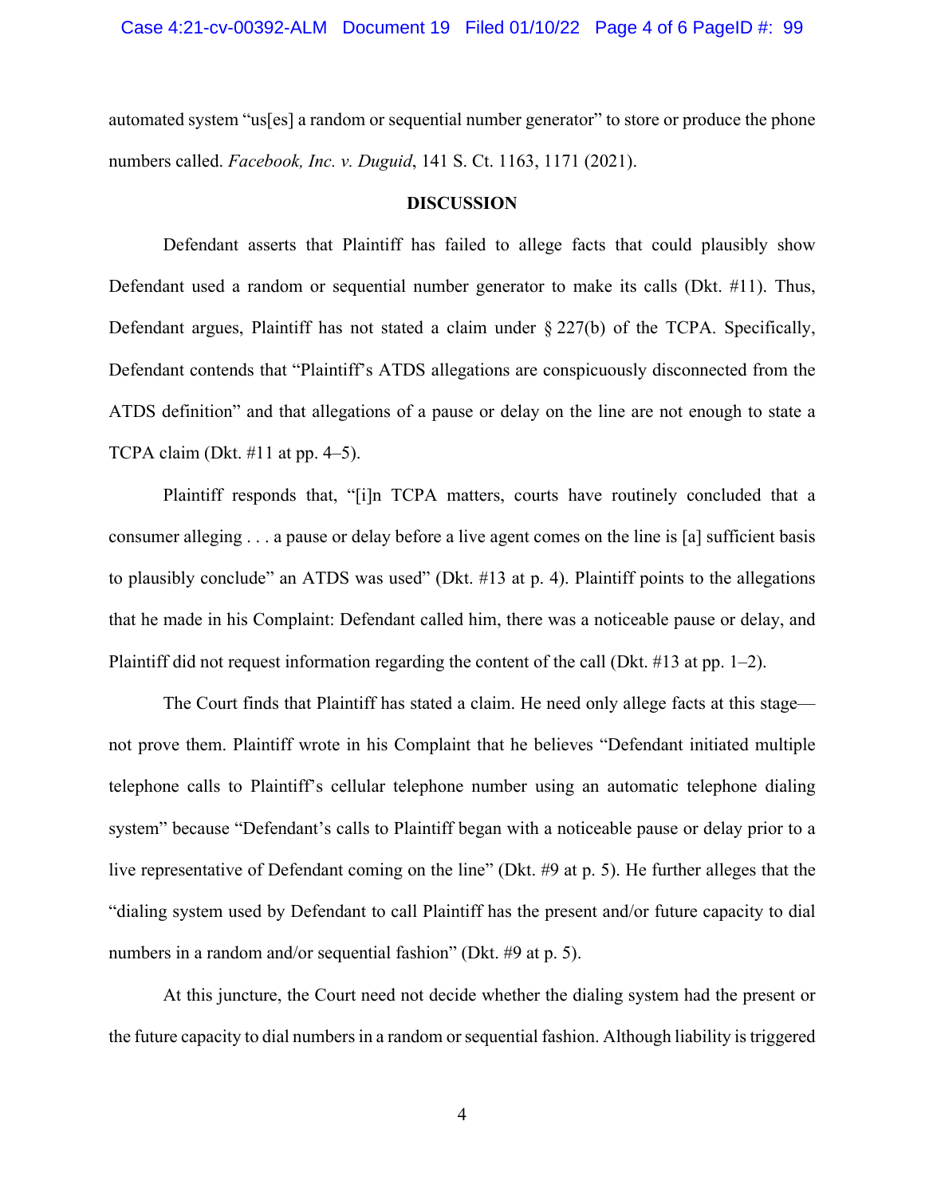automated system "us[es] a random or sequential number generator" to store or produce the phone numbers called. *Facebook, Inc. v. Duguid*, 141 S. Ct. 1163, 1171 (2021).

## DISCUSSION

Defendant asserts that Plaintiff has failed to allege facts that could plausibly show Defendant used a random or sequential number generator to make its calls (Dkt. #11). Thus, Defendant argues, Plaintiff has not stated a claim under § 227(b) of the TCPA. Specifically, Defendant contends that "Plaintiff's ATDS allegations are conspicuously disconnected from the ATDS definition" and that allegations of a pause or delay on the line are not enough to state a TCPA claim (Dkt. #11 at pp. 4–5).

Plaintiff responds that, "[i]n TCPA matters, courts have routinely concluded that a consumer alleging . . . a pause or delay before a live agent comes on the line is [a] sufficient basis to plausibly conclude" an ATDS was used" (Dkt. #13 at p. 4). Plaintiff points to the allegations that he made in his Complaint: Defendant called him, there was a noticeable pause or delay, and Plaintiff did not request information regarding the content of the call (Dkt. #13 at pp. 1–2).

The Court finds that Plaintiff has stated a claim. He need only allege facts at this stage—not prove them. Plaintiff wrote in his Complaint that he believes "Defendant initiated multiple telephone calls to Plaintiff's cellular telephone number using an automatic telephone dialing system" because "Defendant's calls to Plaintiff began with a noticeable pause or delay prior to a live representative of Defendant coming on the line" (Dkt. #9 at p. 5). He further alleges that the "dialing system used by Defendant to call Plaintiff has the present and/or future capacity to dial numbers in a random and/or sequential fashion" (Dkt. #9 at p. 5).

At this juncture, the Court need not decide whether the dialing system had the present or the future capacity to dial numbers in a random or sequential fashion. Although liability is triggered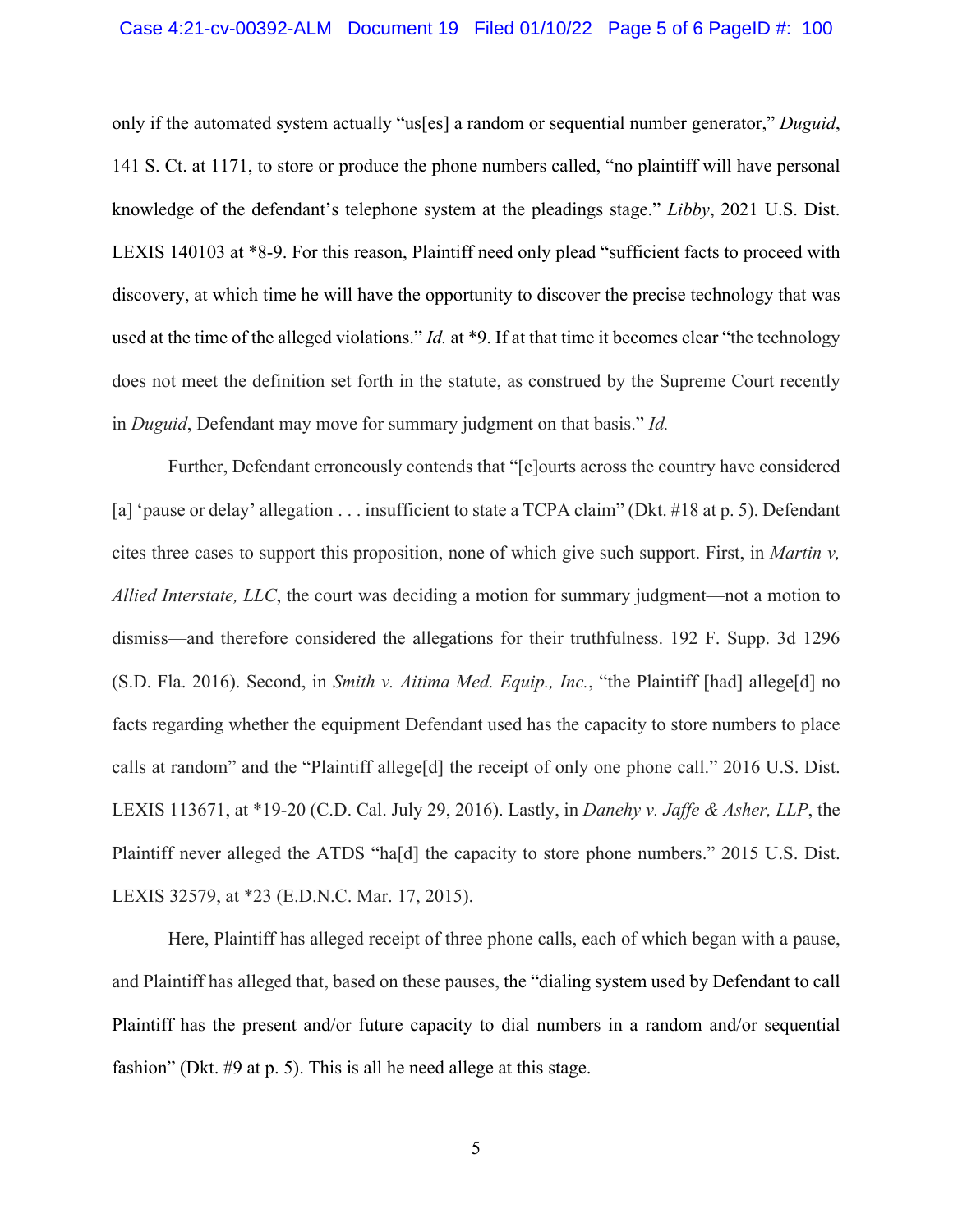only if the automated system actually "us[es] a random or sequential number generator," *Duguid*, 141 S. Ct. at 1171, to store or produce the phone numbers called, "no plaintiff will have personal knowledge of the defendant's telephone system at the pleadings stage." *Libby*, 2021 U.S. Dist. LEXIS 140103 at *8-9. For this reason, Plaintiff need only plead "sufficient facts to proceed with discovery, at which time he will have the opportunity to discover the precise technology that was used at the time of the alleged violations." *Id.* at *9. If at that time it becomes clear "the technology does not meet the definition set forth in the statute, as construed by the Supreme Court recently in *Duguid*, Defendant may move for summary judgment on that basis." *Id.*

Further, Defendant erroneously contends that "[c]ourts across the country have considered [a] 'pause or delay' allegation . . . insufficient to state a TCPA claim" (Dkt. #18 at p. 5). Defendant cites three cases to support this proposition, none of which give such support. First, in *Martin v, Allied Interstate, LLC*, the court was deciding a motion for summary judgment—not a motion to dismiss—and therefore considered the allegations for their truthfulness. 192 F. Supp. 3d 1296 (S.D. Fla. 2016). Second, in *Smith v. Aitima Med. Equip., Inc.*, "the Plaintiff [had] allege[d] no facts regarding whether the equipment Defendant used has the capacity to store numbers to place calls at random" and the "Plaintiff allege[d] the receipt of only one phone call." 2016 U.S. Dist. LEXIS 113671, at *19-20 (C.D. Cal. July 29, 2016). Lastly, in *Danehy v. Jaffe & Asher, LLP*, the Plaintiff never alleged the ATDS "ha[d] the capacity to store phone numbers." 2015 U.S. Dist. LEXIS 32579, at *23 (E.D.N.C. Mar. 17, 2015).

Here, Plaintiff has alleged receipt of three phone calls, each of which began with a pause, and Plaintiff has alleged that, based on these pauses, the "dialing system used by Defendant to call Plaintiff has the present and/or future capacity to dial numbers in a random and/or sequential fashion" (Dkt. #9 at p. 5). This is all he need allege at this stage.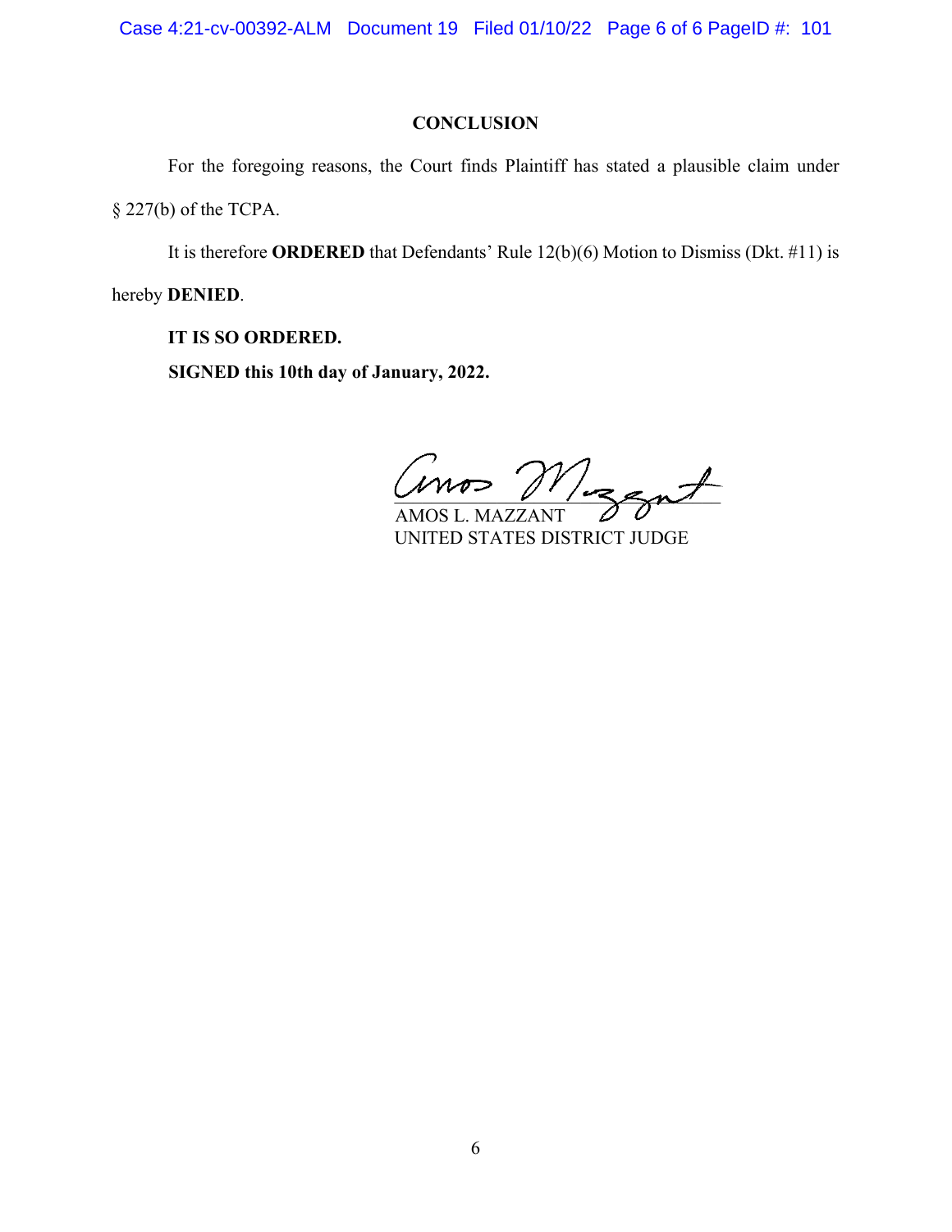## CONCLUSION

For the foregoing reasons, the Court finds Plaintiff has stated a plausible claim under § 227(b) of the TCPA.

It is therefore **ORDERED** that Defendants' Rule 12(b)(6) Motion to Dismiss (Dkt. #11) is hereby **DENIED**.

**IT IS SO ORDERED.**

**SIGNED this 10th day of January, 2022.**

AMOS L. MAZZANT
UNITED STATES DISTRICT JUDGE